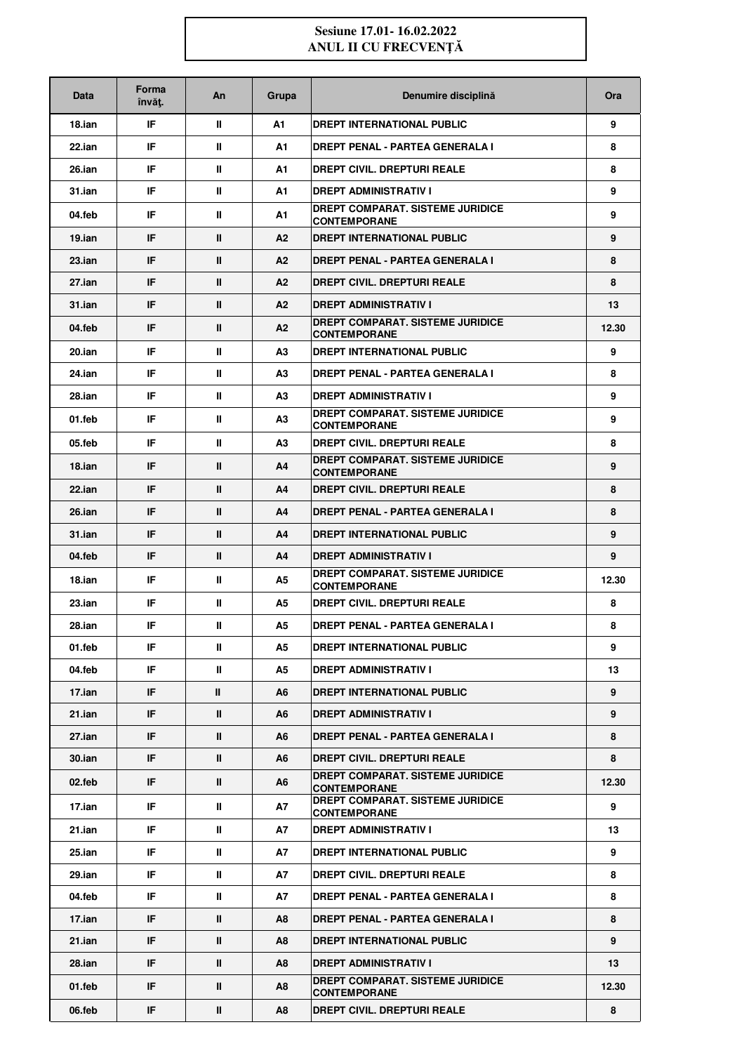**Sesiune 17.01- 16.02.2022**
**ANUL II CU FRECVENȚĂ**

| Data | Forma învăţ. | An | Grupa | Denumire disciplină | Ora |
|---|---|---|---|---|---|
| 18.ian | IF | II | A1 | DREPT INTERNATIONAL PUBLIC | 9 |
| 22.ian | IF | II | A1 | DREPT PENAL - PARTEA GENERALA I | 8 |
| 26.ian | IF | II | A1 | DREPT CIVIL. DREPTURI REALE | 8 |
| 31.ian | IF | II | A1 | DREPT ADMINISTRATIV I | 9 |
| 04.feb | IF | II | A1 | DREPT COMPARAT. SISTEME JURIDICE CONTEMPORANE | 9 |
| 19.ian | IF | II | A2 | DREPT INTERNATIONAL PUBLIC | 9 |
| 23.ian | IF | II | A2 | DREPT PENAL - PARTEA GENERALA I | 8 |
| 27.ian | IF | II | A2 | DREPT CIVIL. DREPTURI REALE | 8 |
| 31.ian | IF | II | A2 | DREPT ADMINISTRATIV I | 13 |
| 04.feb | IF | II | A2 | DREPT COMPARAT. SISTEME JURIDICE CONTEMPORANE | 12.30 |
| 20.ian | IF | II | A3 | DREPT INTERNATIONAL PUBLIC | 9 |
| 24.ian | IF | II | A3 | DREPT PENAL - PARTEA GENERALA I | 8 |
| 28.ian | IF | II | A3 | DREPT ADMINISTRATIV I | 9 |
| 01.feb | IF | II | A3 | DREPT COMPARAT. SISTEME JURIDICE CONTEMPORANE | 9 |
| 05.feb | IF | II | A3 | DREPT CIVIL. DREPTURI REALE | 8 |
| 18.ian | IF | II | A4 | DREPT COMPARAT. SISTEME JURIDICE CONTEMPORANE | 9 |
| 22.ian | IF | II | A4 | DREPT CIVIL. DREPTURI REALE | 8 |
| 26.ian | IF | II | A4 | DREPT PENAL - PARTEA GENERALA I | 8 |
| 31.ian | IF | II | A4 | DREPT INTERNATIONAL PUBLIC | 9 |
| 04.feb | IF | II | A4 | DREPT ADMINISTRATIV I | 9 |
| 18.ian | IF | II | A5 | DREPT COMPARAT. SISTEME JURIDICE CONTEMPORANE | 12.30 |
| 23.ian | IF | II | A5 | DREPT CIVIL. DREPTURI REALE | 8 |
| 28.ian | IF | II | A5 | DREPT PENAL - PARTEA GENERALA I | 8 |
| 01.feb | IF | II | A5 | DREPT INTERNATIONAL PUBLIC | 9 |
| 04.feb | IF | II | A5 | DREPT ADMINISTRATIV I | 13 |
| 17.ian | IF | II | A6 | DREPT INTERNATIONAL PUBLIC | 9 |
| 21.ian | IF | II | A6 | DREPT ADMINISTRATIV I | 9 |
| 27.ian | IF | II | A6 | DREPT PENAL - PARTEA GENERALA I | 8 |
| 30.ian | IF | II | A6 | DREPT CIVIL. DREPTURI REALE | 8 |
| 02.feb | IF | II | A6 | DREPT COMPARAT. SISTEME JURIDICE CONTEMPORANE | 12.30 |
| 17.ian | IF | II | A7 | DREPT COMPARAT. SISTEME JURIDICE CONTEMPORANE | 9 |
| 21.ian | IF | II | A7 | DREPT ADMINISTRATIV I | 13 |
| 25.ian | IF | II | A7 | DREPT INTERNATIONAL PUBLIC | 9 |
| 29.ian | IF | II | A7 | DREPT CIVIL. DREPTURI REALE | 8 |
| 04.feb | IF | II | A7 | DREPT PENAL - PARTEA GENERALA I | 8 |
| 17.ian | IF | II | A8 | DREPT PENAL - PARTEA GENERALA I | 8 |
| 21.ian | IF | II | A8 | DREPT INTERNATIONAL PUBLIC | 9 |
| 28.ian | IF | II | A8 | DREPT ADMINISTRATIV I | 13 |
| 01.feb | IF | II | A8 | DREPT COMPARAT. SISTEME JURIDICE CONTEMPORANE | 12.30 |
| 06.feb | IF | II | A8 | DREPT CIVIL. DREPTURI REALE | 8 |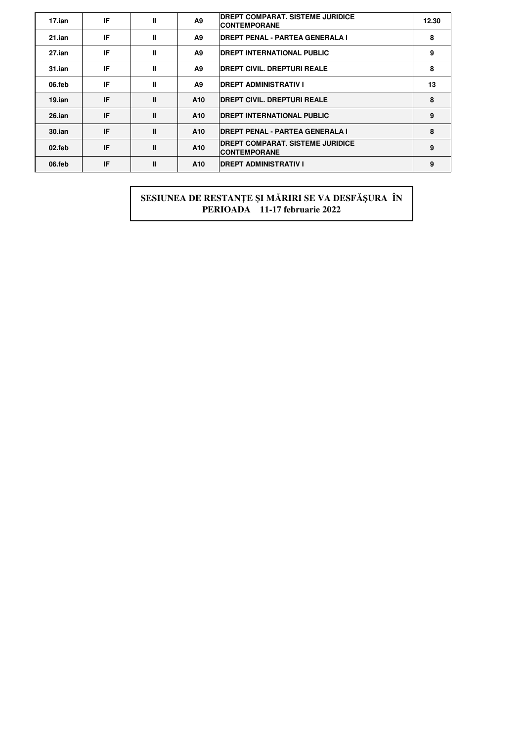| | | | | | |
|---|---|---|---|---|---|
| 17.ian | IF | II | A9 | DREPT COMPARAT. SISTEME JURIDICE CONTEMPORANE | 12.30 |
| 21.ian | IF | II | A9 | DREPT PENAL - PARTEA GENERALA I | 8 |
| 27.ian | IF | II | A9 | DREPT INTERNATIONAL PUBLIC | 9 |
| 31.ian | IF | II | A9 | DREPT CIVIL. DREPTURI REALE | 8 |
| 06.feb | IF | II | A9 | DREPT ADMINISTRATIV I | 13 |
| 19.ian | IF | II | A10 | DREPT CIVIL. DREPTURI REALE | 8 |
| 26.ian | IF | II | A10 | DREPT INTERNATIONAL PUBLIC | 9 |
| 30.ian | IF | II | A10 | DREPT PENAL - PARTEA GENERALA I | 8 |
| 02.feb | IF | II | A10 | DREPT COMPARAT. SISTEME JURIDICE CONTEMPORANE | 9 |
| 06.feb | IF | II | A10 | DREPT ADMINISTRATIV I | 9 |

**SESIUNEA DE RESTANȚE ȘI MĂRIRI SE VA DESFĂȘURA ÎN PERIOADA 11-17 februarie 2022**